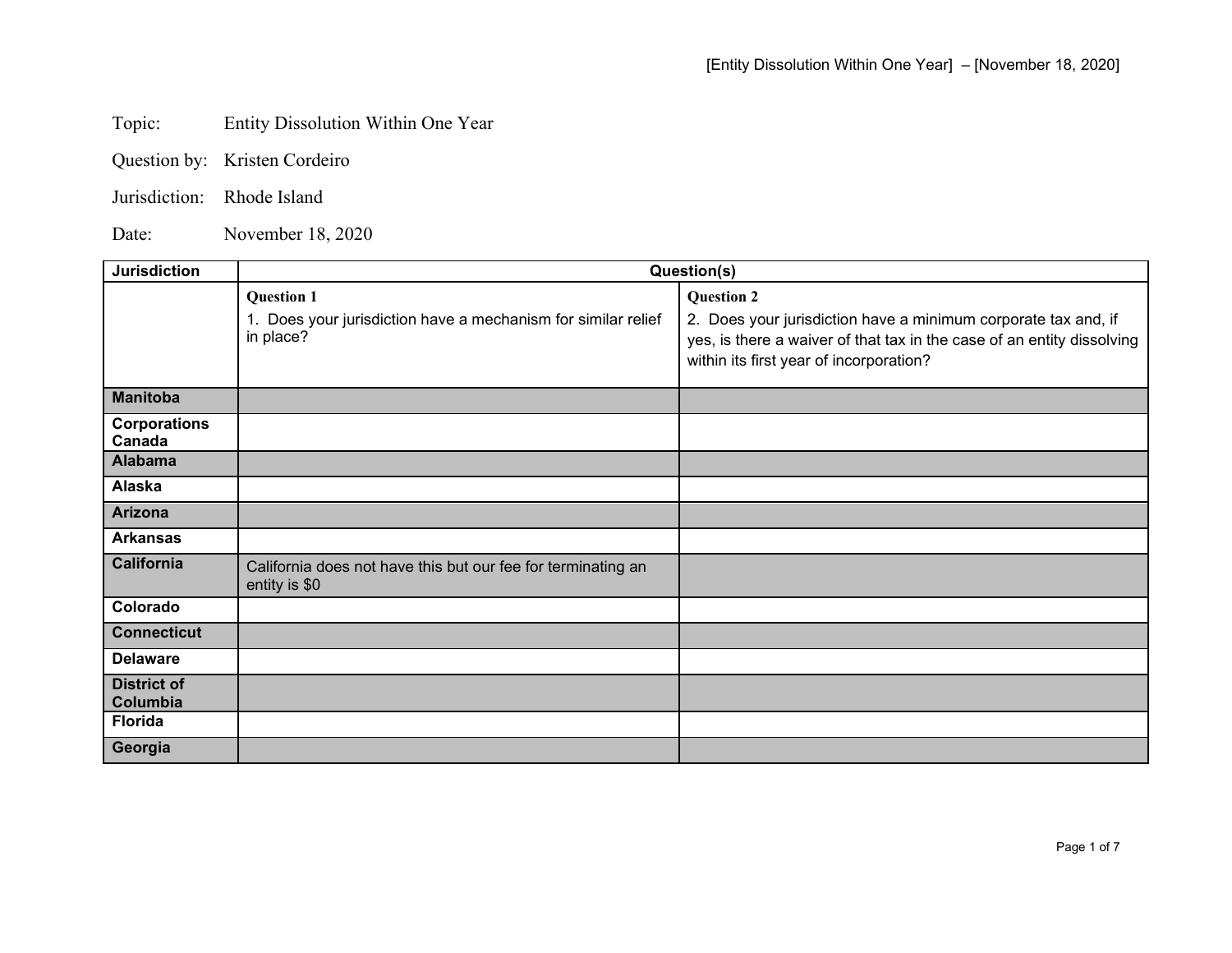Topic: Entity Dissolution Within One Year

Question by: Kristen Cordeiro

Jurisdiction: Rhode Island

Date: November 18, 2020

| Jurisdiction | Question(s) | |
|---|---|---|
| | **Question 1**<br>1. Does your jurisdiction have a mechanism for similar relief in place? | **Question 2**<br>2. Does your jurisdiction have a minimum corporate tax and, if yes, is there a waiver of that tax in the case of an entity dissolving within its first year of incorporation? |
| **Manitoba** | | |
| **Corporations Canada** | | |
| **Alabama** | | |
| **Alaska** | | |
| **Arizona** | | |
| **Arkansas** | | |
| **California** | California does not have this but our fee for terminating an entity is $0 | |
| **Colorado** | | |
| **Connecticut** | | |
| **Delaware** | | |
| **District of Columbia** | | |
| **Florida** | | |
| **Georgia** | | |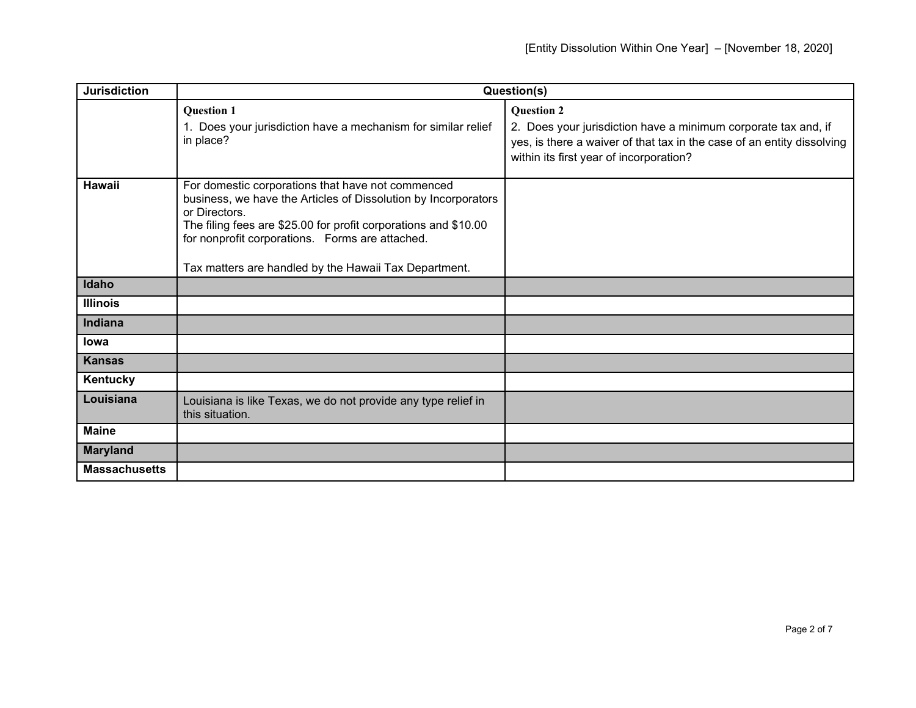| Jurisdiction | Question(s) | |
|---|---|---|
| | **Question 1**<br>1. Does your jurisdiction have a mechanism for similar relief in place? | **Question 2**<br>2. Does your jurisdiction have a minimum corporate tax and, if yes, is there a waiver of that tax in the case of an entity dissolving within its first year of incorporation? |
| **Hawaii** | For domestic corporations that have not commenced business, we have the Articles of Dissolution by Incorporators or Directors.<br>The filing fees are $25.00 for profit corporations and $10.00 for nonprofit corporations. Forms are attached.<br><br>Tax matters are handled by the Hawaii Tax Department. | |
| **Idaho** | | |
| **Illinois** | | |
| **Indiana** | | |
| **Iowa** | | |
| **Kansas** | | |
| **Kentucky** | | |
| **Louisiana** | Louisiana is like Texas, we do not provide any type relief in this situation. | |
| **Maine** | | |
| **Maryland** | | |
| **Massachusetts** | | |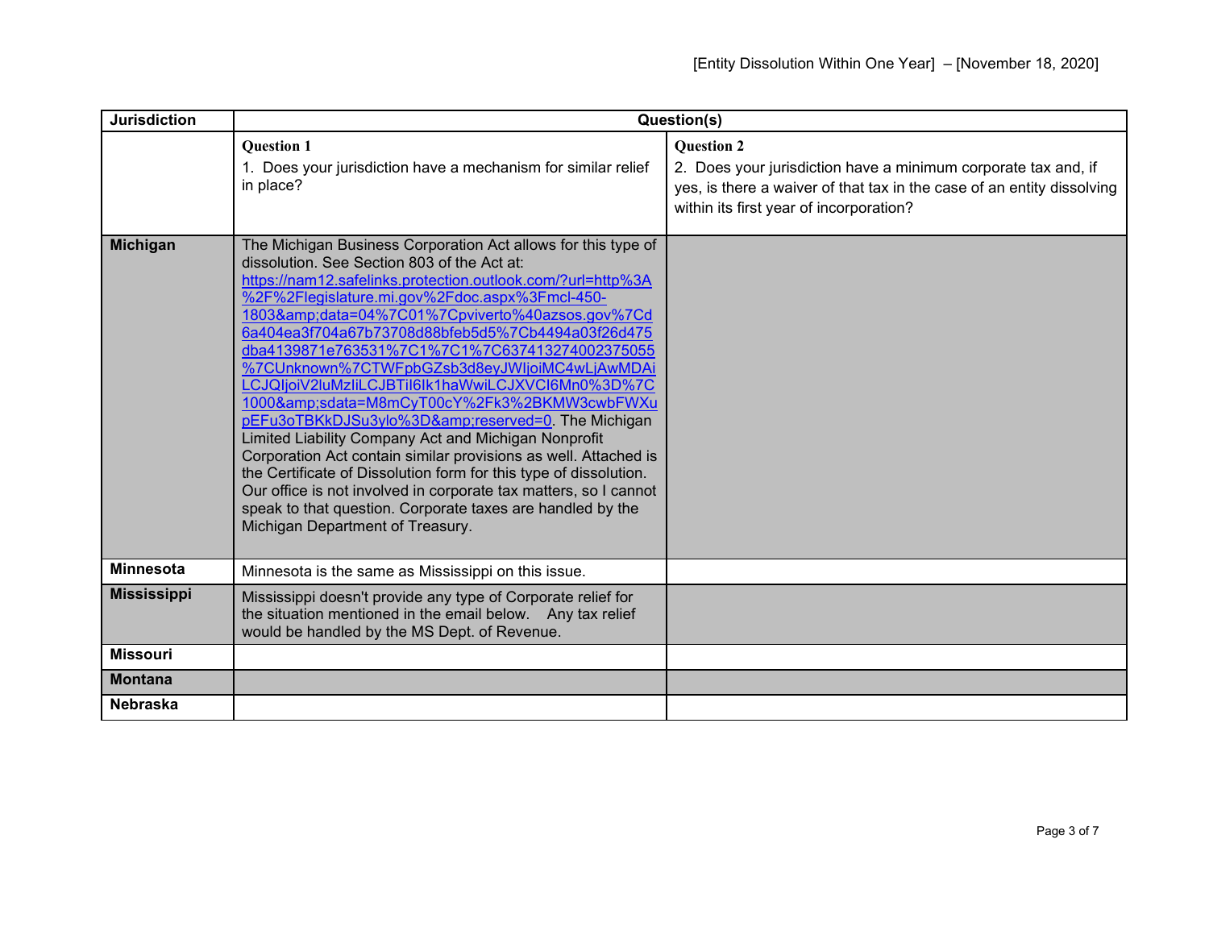| Jurisdiction | Question(s) | |
|---|---|---|
| | **Question 1**<br>1. Does your jurisdiction have a mechanism for similar relief in place? | **Question 2**<br>2. Does your jurisdiction have a minimum corporate tax and, if yes, is there a waiver of that tax in the case of an entity dissolving within its first year of incorporation? |
| **Michigan** | The Michigan Business Corporation Act allows for this type of dissolution. See Section 803 of the Act at: [https://nam12.safelinks.protection.outlook.com/?url=http%3A%2F%2Flegislature.mi.gov%2Fdoc.aspx%3Fmcl-450-1803&amp;data=04%7C01%7Cpviverto%40azsos.gov%7Cd6a404ea3f704a67b73708d88bfeb5d5%7Cb4494a03f26d475dba4139871e763531%7C1%7C1%7C637413274002375055%7CUnknown%7CTWFpbGZsb3d8eyJWIjoiMC4wLjAwMDAiLCJQIjoiV2luMzIiLCJBTiI6Ik1haWwiLCJXVCI6Mn0%3D%7C1000&amp;sdata=M8mCyT00cY%2Fk3%2BKMW3cwbFWXupEFu3oTBKkDJSu3ylo%3D&amp;reserved=0](https://nam12.safelinks.protection.outlook.com/?url=http%3A%2F%2Flegislature.mi.gov%2Fdoc.aspx%3Fmcl-450-1803&amp;data=04%7C01%7Cpviverto%40azsos.gov%7Cd6a404ea3f704a67b73708d88bfeb5d5%7Cb4494a03f26d475dba4139871e763531%7C1%7C1%7C637413274002375055%7CUnknown%7CTWFpbGZsb3d8eyJWIjoiMC4wLjAwMDAiLCJQIjoiV2luMzIiLCJBTiI6Ik1haWwiLCJXVCI6Mn0%3D%7C1000&amp;sdata=M8mCyT00cY%2Fk3%2BKMW3cwbFWXupEFu3oTBKkDJSu3ylo%3D&amp;reserved=0). The Michigan Limited Liability Company Act and Michigan Nonprofit Corporation Act contain similar provisions as well. Attached is the Certificate of Dissolution form for this type of dissolution. Our office is not involved in corporate tax matters, so I cannot speak to that question. Corporate taxes are handled by the Michigan Department of Treasury. | |
| **Minnesota** | Minnesota is the same as Mississippi on this issue. | |
| **Mississippi** | Mississippi doesn't provide any type of Corporate relief for the situation mentioned in the email below. Any tax relief would be handled by the MS Dept. of Revenue. | |
| **Missouri** | | |
| **Montana** | | |
| **Nebraska** | | |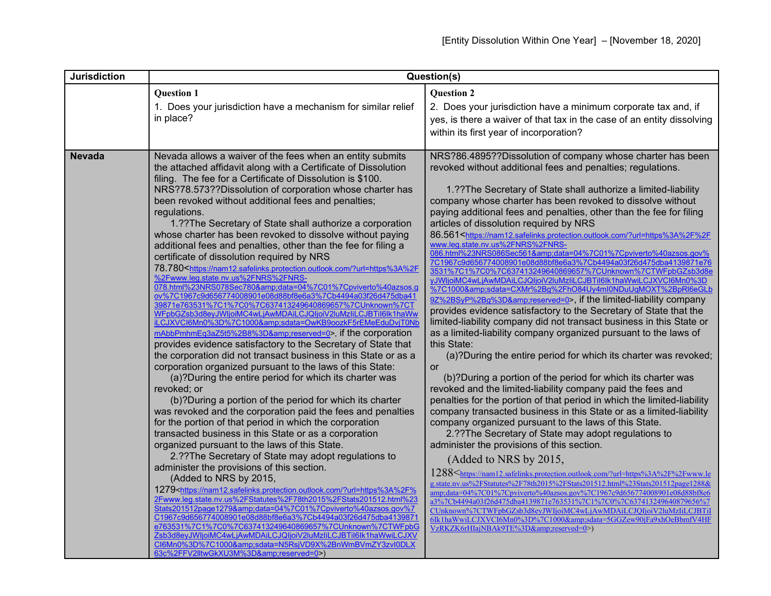| Jurisdiction | Question(s) | |
|---|---|---|
| | **Question 1**<br>1. Does your jurisdiction have a mechanism for similar relief in place? | **Question 2**<br>2. Does your jurisdiction have a minimum corporate tax and, if yes, is there a waiver of that tax in the case of an entity dissolving within its first year of incorporation? |
| **Nevada** | Nevada allows a waiver of the fees when an entity submits the attached affidavit along with a Certificate of Dissolution filing. The fee for a Certificate of Dissolution is $100.<br>NRS?78.573??Dissolution of corporation whose charter has been revoked without additional fees and penalties; regulations.<br>1.??The Secretary of State shall authorize a corporation whose charter has been revoked to dissolve without paying additional fees and penalties, other than the fee for filing a certificate of dissolution required by NRS 78.780<https://nam12.safelinks.protection.outlook.com/?url=https%3A%2F%2Fwww.leg.state.nv.us%2FNRS%2FNRS-078.html%23NRS078Sec780&amp;data=04%7C01%7Cpviverto%40azsos.gov%7C1967c9d656774008901e08d88bf8e6a3%7Cb4494a03f26d475dba4139871e763531%7C1%7C0%7C637413249640869657%7CUnknown%7CTWFpbGZsb3d8eyJWIjoiMC4wLjAwMDAiLCJQIjoiV2luMzIiLCJBTiI6Ik1haWwiLCJXVCI6Mn0%3D%7C1000&amp;sdata=OwKB9oozkF5rEMeEduDvjT0NbmAbbPmhmEq3aZ5t5%2B8%3D&amp;reserved=0>, if the corporation provides evidence satisfactory to the Secretary of State that the corporation did not transact business in this State or as a corporation organized pursuant to the laws of this State:<br>(a)?During the entire period for which its charter was revoked; or<br>(b)?During a portion of the period for which its charter was revoked and the corporation paid the fees and penalties for the portion of that period in which the corporation transacted business in this State or as a corporation organized pursuant to the laws of this State.<br>2.??The Secretary of State may adopt regulations to administer the provisions of this section.<br>(Added to NRS by 2015, 1279<https://nam12.safelinks.protection.outlook.com/?url=https%3A%2F%2Fwww.leg.state.nv.us%2FStatutes%2F78th2015%2FStats201512.html%23Stats201512page1279&amp;data=04%7C01%7Cpviverto%40azsos.gov%7C1967c9d656774008901e08d88bf8e6a3%7Cb4494a03f26d475dba4139871e763531%7C1%7C0%7C637413249640869657%7CUnknown%7CTWFpbGZsb3d8eyJWIjoiMC4wLjAwMDAiLCJQIjoiV2luMzIiLCJBTiI6Ik1haWwiLCJXVCI6Mn0%3D%7C1000&amp;sdata=N5RsjVD9X%2BnWmBVmZY3zvI0DLX63c%2FFV2lltwGkXU3M%3D&amp;reserved=0>) | NRS?86.4895??Dissolution of company whose charter has been revoked without additional fees and penalties; regulations.<br>1.??The Secretary of State shall authorize a limited-liability company whose charter has been revoked to dissolve without paying additional fees and penalties, other than the fee for filing articles of dissolution required by NRS 86.561<https://nam12.safelinks.protection.outlook.com/?url=https%3A%2F%2Fwww.leg.state.nv.us%2FNRS%2FNRS-086.html%23NRS086Sec561&amp;data=04%7C01%7Cpviverto%40azsos.gov%7C1967c9d656774008901e08d88bf8e6a3%7Cb4494a03f26d475dba4139871e763531%7C1%7C0%7C637413249640869657%7CUnknown%7CTWFpbGZsb3d8eyJWIjoiMC4wLjAwMDAiLCJQIjoiV2luMzIiLCJBTiI6Ik1haWwiLCJXVCI6Mn0%3D%7C1000&amp;sdata=CXMr%2Bg%2FhO84Uy4mI0NDuUqMOXT%2BpRl6eGLb9Z%2BSyP%2Bg%3D&amp;reserved=0>, if the limited-liability company provides evidence satisfactory to the Secretary of State that the limited-liability company did not transact business in this State or as a limited-liability company organized pursuant to the laws of this State:<br>(a)?During the entire period for which its charter was revoked; or<br>(b)?During a portion of the period for which its charter was revoked and the limited-liability company paid the fees and penalties for the portion of that period in which the limited-liability company transacted business in this State or as a limited-liability company organized pursuant to the laws of this State.<br>2.??The Secretary of State may adopt regulations to administer the provisions of this section.<br>(Added to NRS by 2015, 1288<https://nam12.safelinks.protection.outlook.com/?url=https%3A%2F%2Fwww.leg.state.nv.us%2FStatutes%2F78th2015%2FStats201512.html%23Stats201512page1288&amp;data=04%7C01%7Cpviverto%40azsos.gov%7C1967c9d656774008901e08d88bf8e6a3%7Cb4494a03f26d475dba4139871e763531%7C1%7C0%7C637413249640879656%7CUnknown%7CTWFpbGZsb3d8eyJWIjoiMC4wLjAwMDAiLCJQIjoiV2luMzIiLCJBTiI6Ik1haWwiLCJXVCI6Mn0%3D%7C1000&amp;sdata=5GGZew90jFa9xhOeBbmfV4HFVzRKZK6rHIajNBAk9TE%3D&amp;reserved=0>) |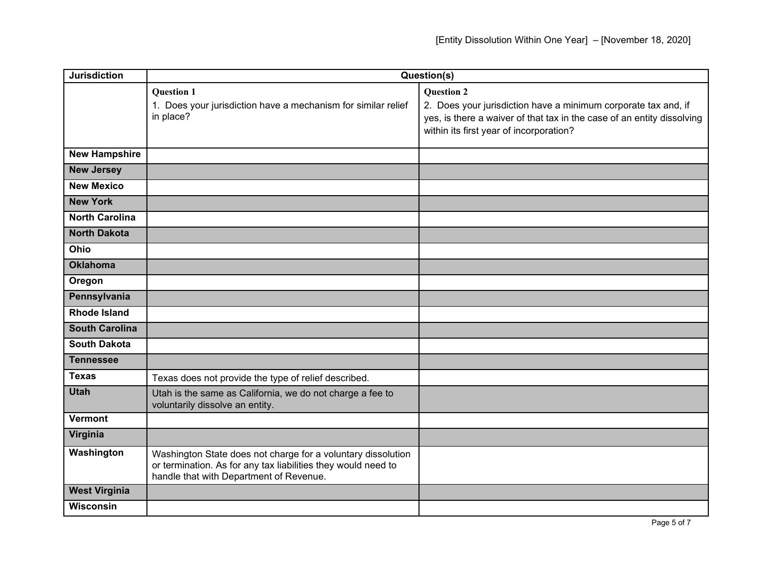| Jurisdiction | Question(s) | |
|---|---|---|
| | **Question 1**<br>1. Does your jurisdiction have a mechanism for similar relief in place? | **Question 2**<br>2. Does your jurisdiction have a minimum corporate tax and, if yes, is there a waiver of that tax in the case of an entity dissolving within its first year of incorporation? |
| **New Hampshire** | | |
| **New Jersey** | | |
| **New Mexico** | | |
| **New York** | | |
| **North Carolina** | | |
| **North Dakota** | | |
| **Ohio** | | |
| **Oklahoma** | | |
| **Oregon** | | |
| **Pennsylvania** | | |
| **Rhode Island** | | |
| **South Carolina** | | |
| **South Dakota** | | |
| **Tennessee** | | |
| **Texas** | Texas does not provide the type of relief described. | |
| **Utah** | Utah is the same as California, we do not charge a fee to voluntarily dissolve an entity. | |
| **Vermont** | | |
| **Virginia** | | |
| **Washington** | Washington State does not charge for a voluntary dissolution or termination. As for any tax liabilities they would need to handle that with Department of Revenue. | |
| **West Virginia** | | |
| **Wisconsin** | | |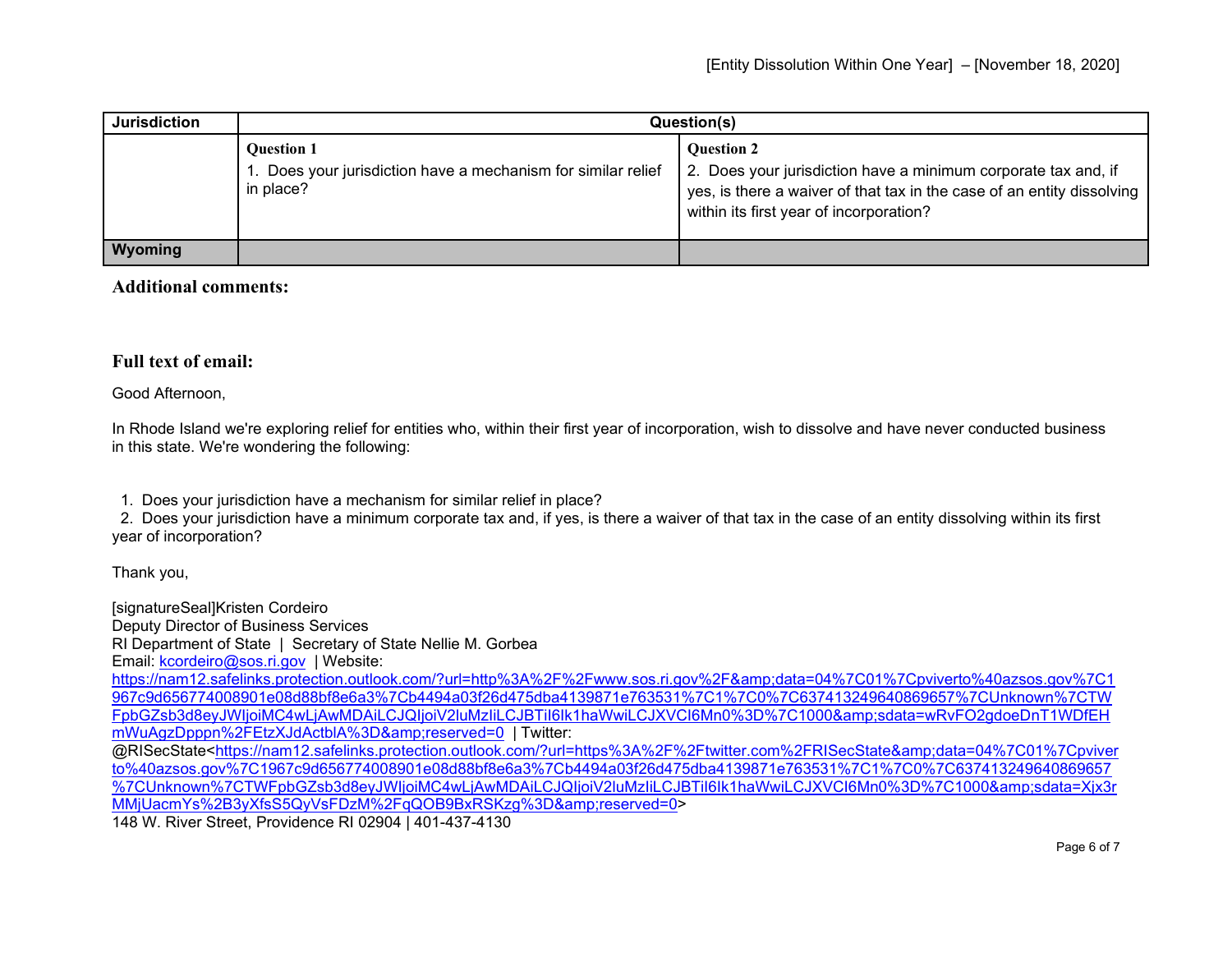| Jurisdiction | Question(s) | |
|---|---|---|
| | **Question 1**<br>1. Does your jurisdiction have a mechanism for similar relief in place? | **Question 2**<br>2. Does your jurisdiction have a minimum corporate tax and, if yes, is there a waiver of that tax in the case of an entity dissolving within its first year of incorporation? |
| **Wyoming** | | |

## Additional comments:

## Full text of email:

Good Afternoon,

In Rhode Island we're exploring relief for entities who, within their first year of incorporation, wish to dissolve and have never conducted business in this state. We're wondering the following:

1. Does your jurisdiction have a mechanism for similar relief in place?
2. Does your jurisdiction have a minimum corporate tax and, if yes, is there a waiver of that tax in the case of an entity dissolving within its first year of incorporation?

Thank you,

[signatureSeal]Kristen Cordeiro
Deputy Director of Business Services
RI Department of State | Secretary of State Nellie M. Gorbea
Email: kcordeiro@sos.ri.gov | Website: https://nam12.safelinks.protection.outlook.com/?url=http%3A%2F%2Fwww.sos.ri.gov%2F&amp;data=04%7C01%7Cpviverto%40azsos.gov%7C1967c9d656774008901e08d88bf8e6a3%7Cb4494a03f26d475dba4139871e763531%7C1%7C0%7C637413249640869657%7CUnknown%7CTWFpbGZsb3d8eyJWIjoiMC4wLjAwMDAiLCJQIjoiV2luMzIiLCJBTiI6Ik1haWwiLCJXVCI6Mn0%3D%7C1000&amp;sdata=wRvFO2gdoeDnT1WDfEHmWuAgzDpppn%2FEtzXJdActblA%3D&amp;reserved=0 | Twitter: @RISecState<https://nam12.safelinks.protection.outlook.com/?url=https%3A%2F%2Ftwitter.com%2FRISecState&amp;data=04%7C01%7Cpviverto%40azsos.gov%7C1967c9d656774008901e08d88bf8e6a3%7Cb4494a03f26d475dba4139871e763531%7C1%7C0%7C637413249640869657%7CUnknown%7CTWFpbGZsb3d8eyJWIjoiMC4wLjAwMDAiLCJQIjoiV2luMzIiLCJBTiI6Ik1haWwiLCJXVCI6Mn0%3D%7C1000&amp;sdata=Xjx3rMMjUacmYs%2B3yXfsS5QyVsFDzM%2FqQOB9BxRSKzg%3D&amp;reserved=0>
148 W. River Street, Providence RI 02904 | 401-437-4130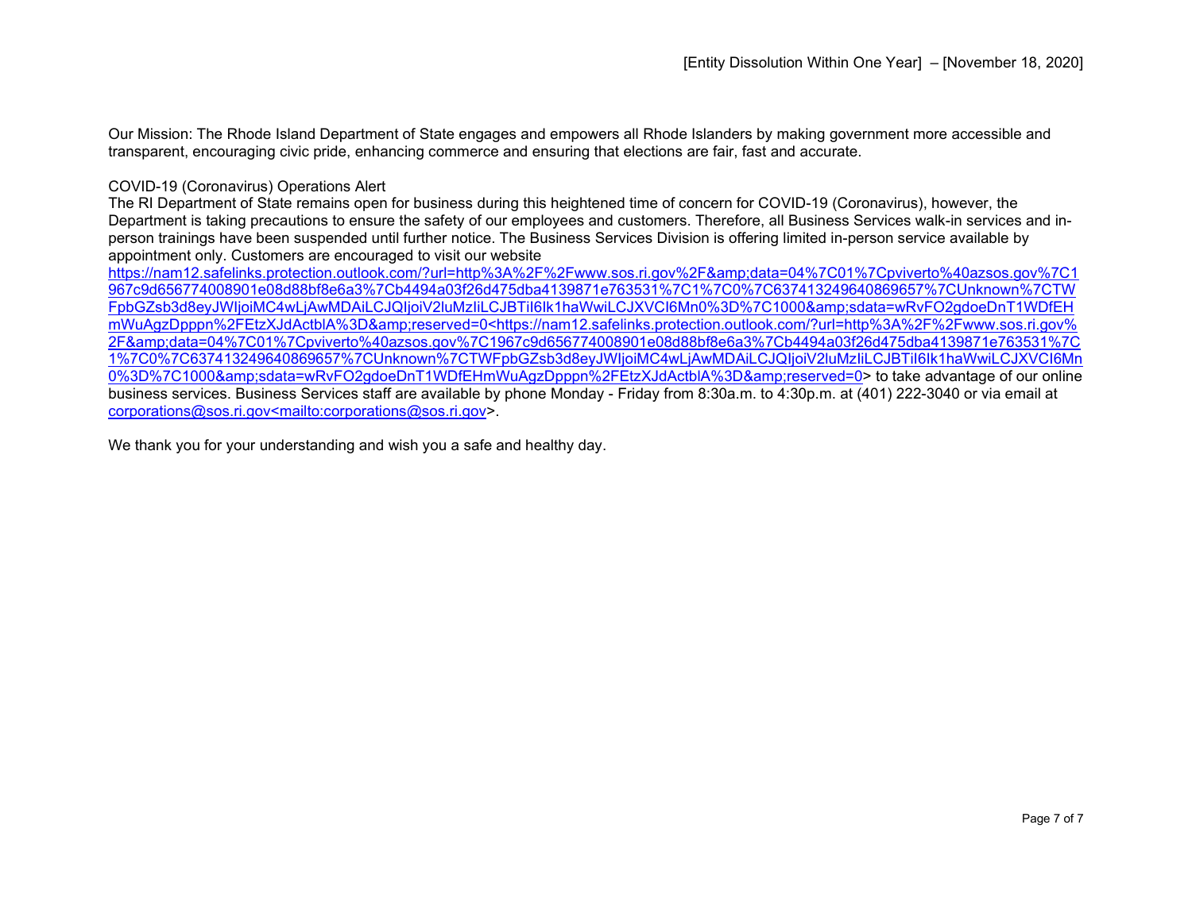Our Mission: The Rhode Island Department of State engages and empowers all Rhode Islanders by making government more accessible and transparent, encouraging civic pride, enhancing commerce and ensuring that elections are fair, fast and accurate.

COVID-19 (Coronavirus) Operations Alert

The RI Department of State remains open for business during this heightened time of concern for COVID-19 (Coronavirus), however, the Department is taking precautions to ensure the safety of our employees and customers. Therefore, all Business Services walk-in services and in-person trainings have been suspended until further notice. The Business Services Division is offering limited in-person service available by appointment only. Customers are encouraged to visit our website https://nam12.safelinks.protection.outlook.com/?url=http%3A%2F%2Fwww.sos.ri.gov%2F&amp;data=04%7C01%7Cpviverto%40azsos.gov%7C1967c9d656774008901e08d88bf8e6a3%7Cb4494a03f26d475dba4139871e763531%7C1%7C0%7C637413249640869657%7CUnknown%7CTWFpbGZsb3d8eyJWIjoiMC4wLjAwMDAiLCJQIjoiV2luMzIiLCJBTiI6Ik1haWwiLCJXVCI6Mn0%3D%7C1000&amp;sdata=wRvFO2gdoeDnT1WDfEHmWuAgzDpppn%2FEtzXJdActblA%3D&amp;reserved=0<https://nam12.safelinks.protection.outlook.com/?url=http%3A%2F%2Fwww.sos.ri.gov%2F&amp;data=04%7C01%7Cpviverto%40azsos.gov%7C1967c9d656774008901e08d88bf8e6a3%7Cb4494a03f26d475dba4139871e763531%7C1%7C0%7C637413249640869657%7CUnknown%7CTWFpbGZsb3d8eyJWIjoiMC4wLjAwMDAiLCJQIjoiV2luMzIiLCJBTiI6Ik1haWwiLCJXVCI6Mn0%3D%7C1000&amp;sdata=wRvFO2gdoeDnT1WDfEHmWuAgzDpppn%2FEtzXJdActblA%3D&amp;reserved=0> to take advantage of our online business services. Business Services staff are available by phone Monday - Friday from 8:30a.m. to 4:30p.m. at (401) 222-3040 or via email at corporations@sos.ri.gov<mailto:corporations@sos.ri.gov>.

We thank you for your understanding and wish you a safe and healthy day.